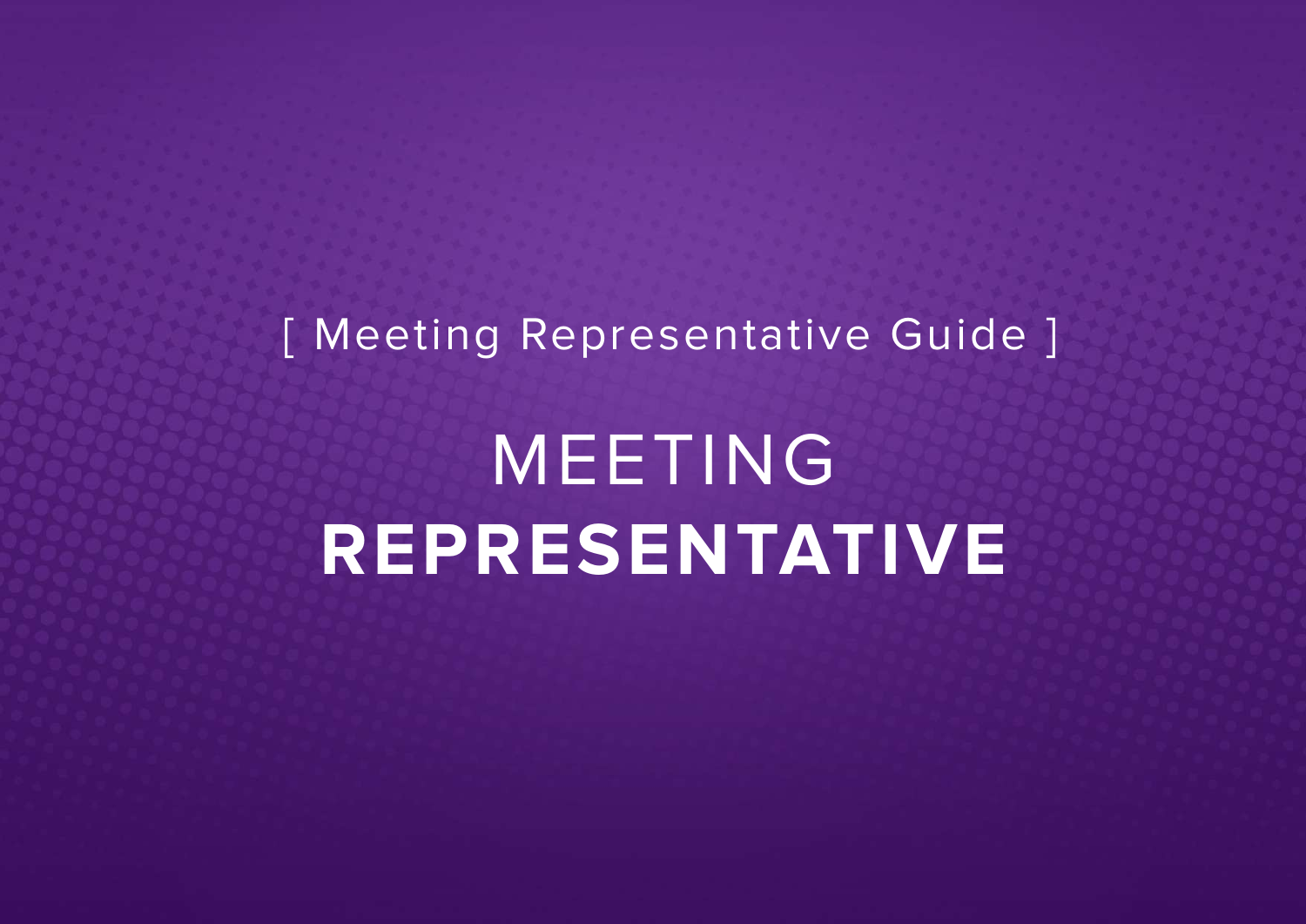[ Meeting Representative Guide ]

# MEETING **REPRESENTATIVE**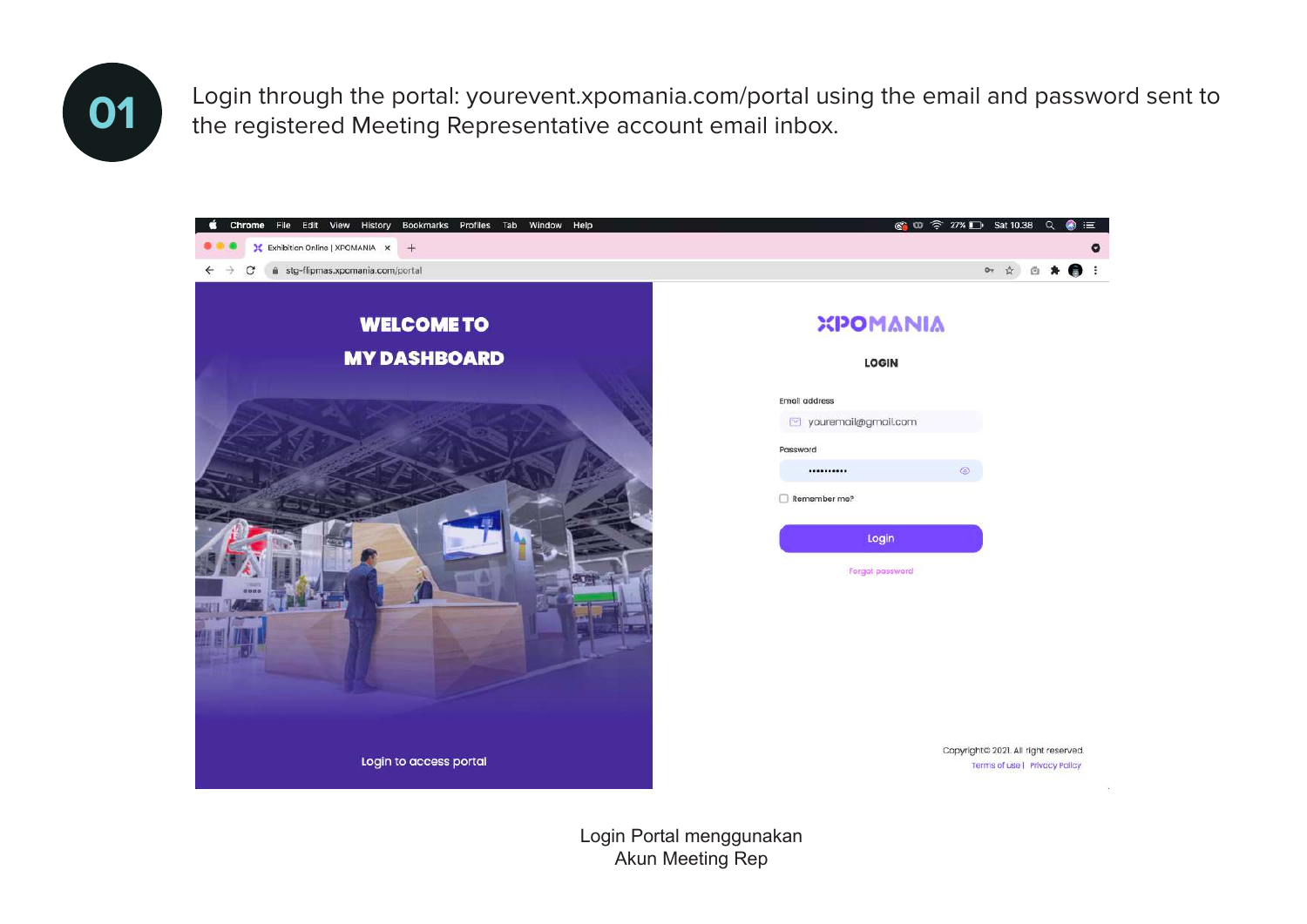**01** Login through the portal: yourevent.xpomania.com/portal using the email and password sent to the registered Meeting Representative account email inbox.

Login Portal menggunakan
Akun Meeting Rep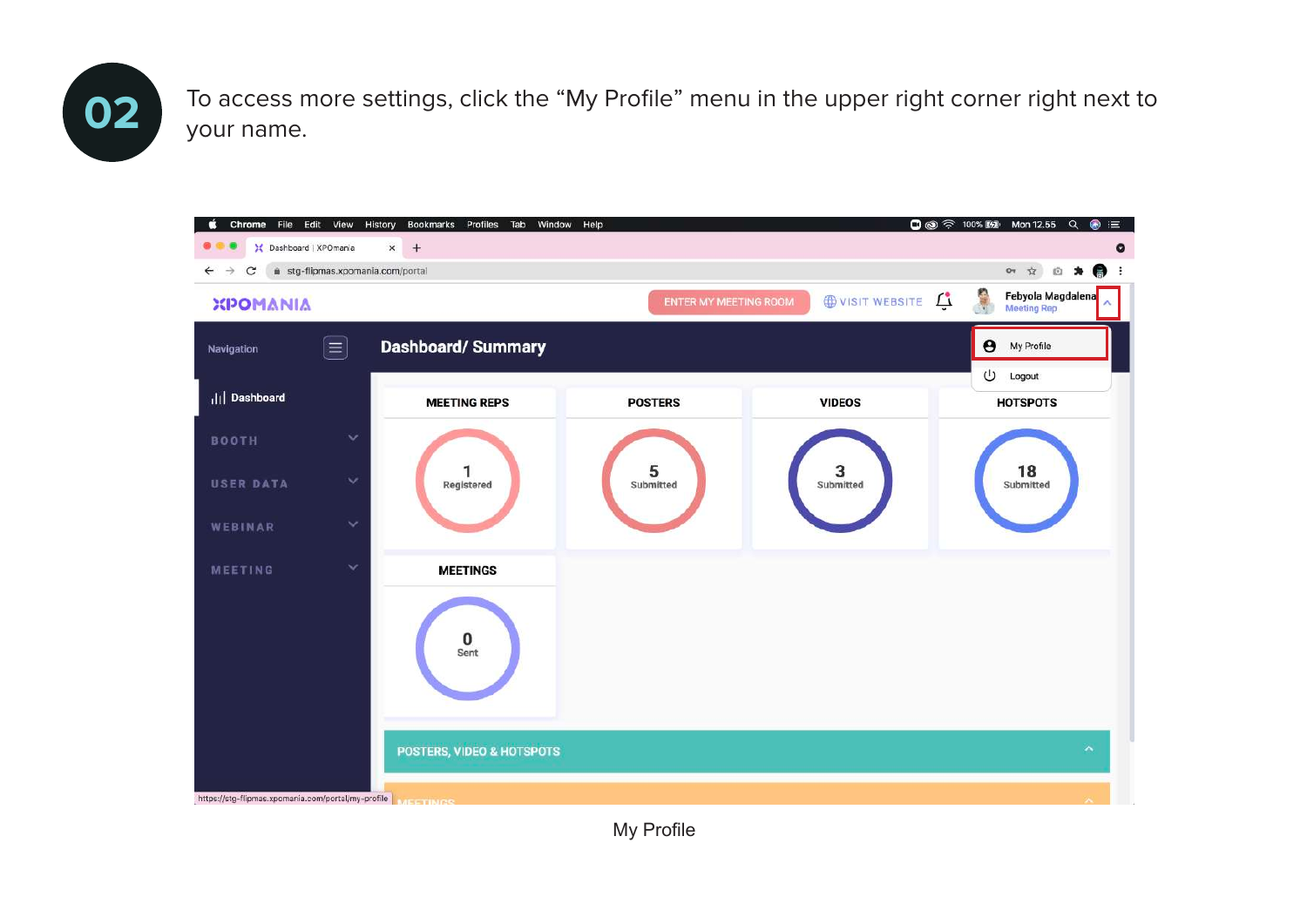**02**

To access more settings, click the “My Profile” menu in the upper right corner right next to your name.

My Profile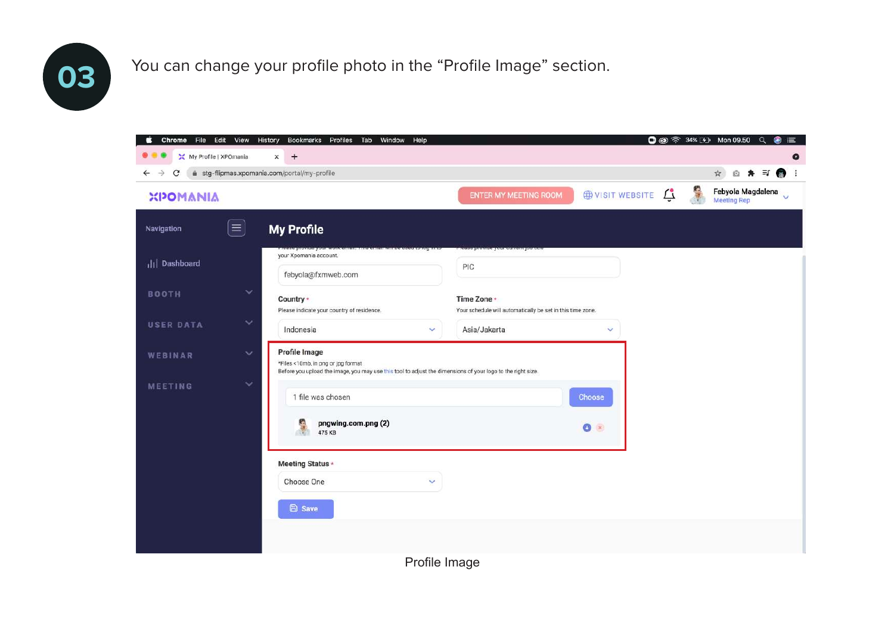03

You can change your profile photo in the “Profile Image” section.

Profile Image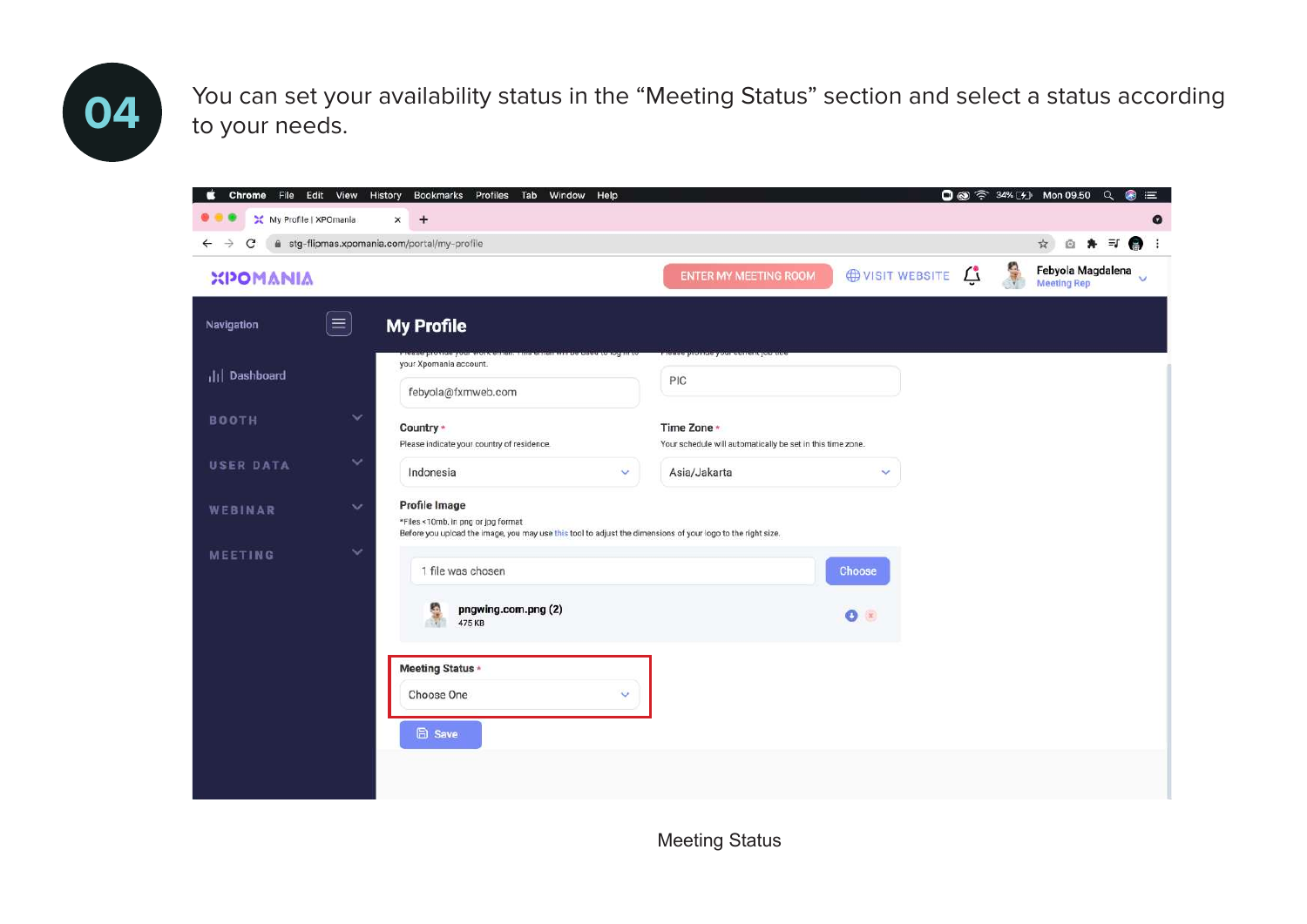**04**

You can set your availability status in the “Meeting Status” section and select a status according to your needs.

Meeting Status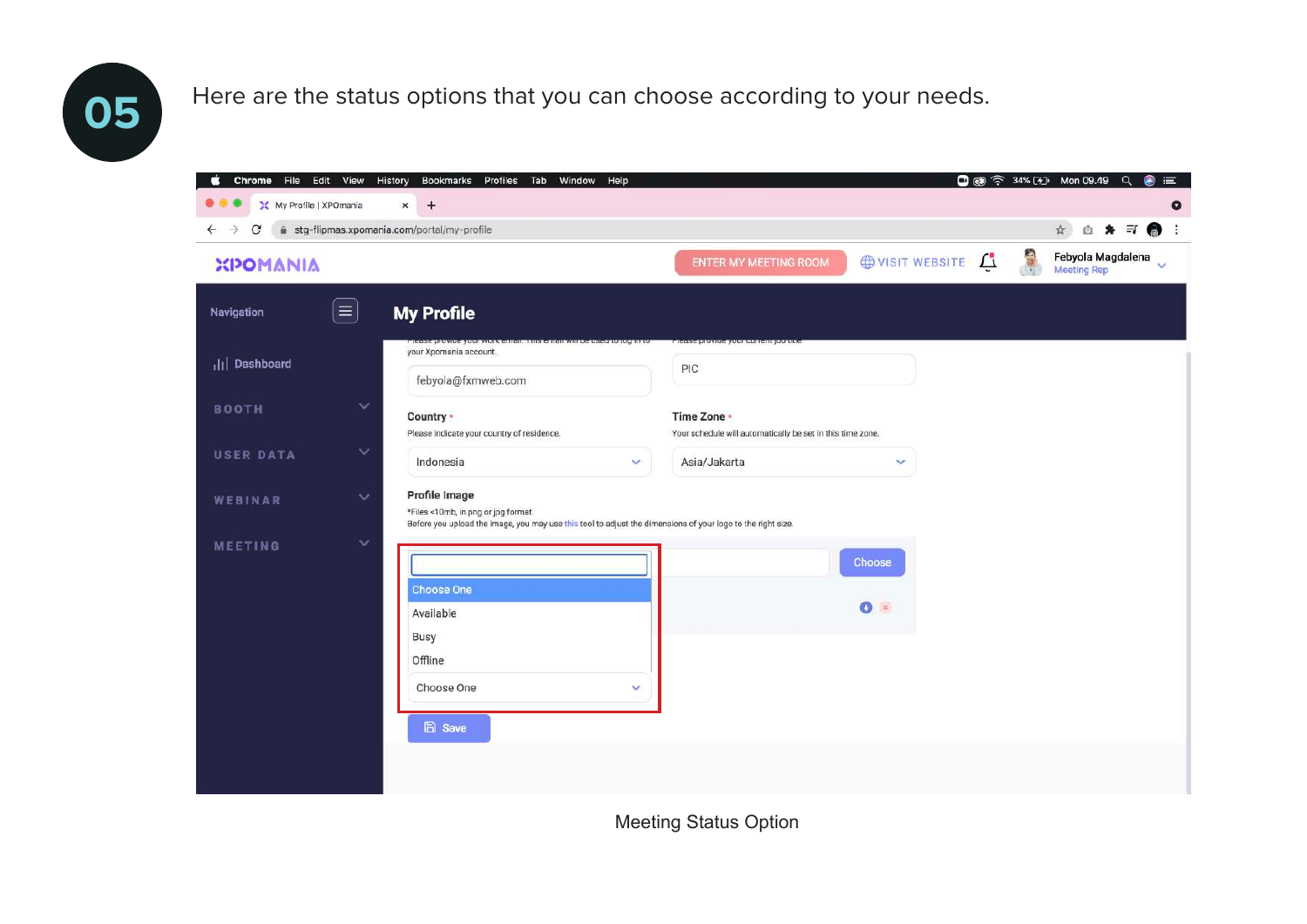05

Here are the status options that you can choose according to your needs.

Meeting Status Option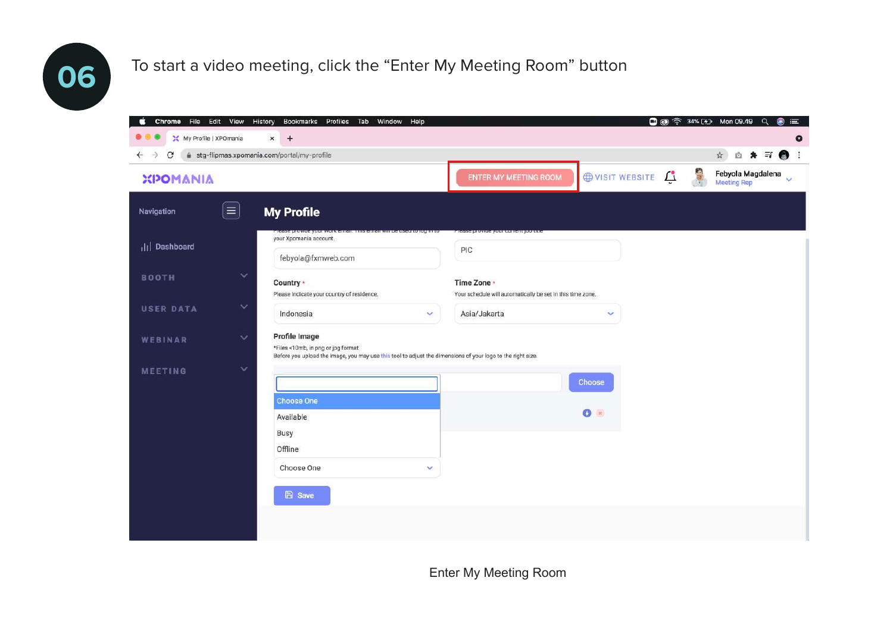## 06

To start a video meeting, click the “Enter My Meeting Room” button

Enter My Meeting Room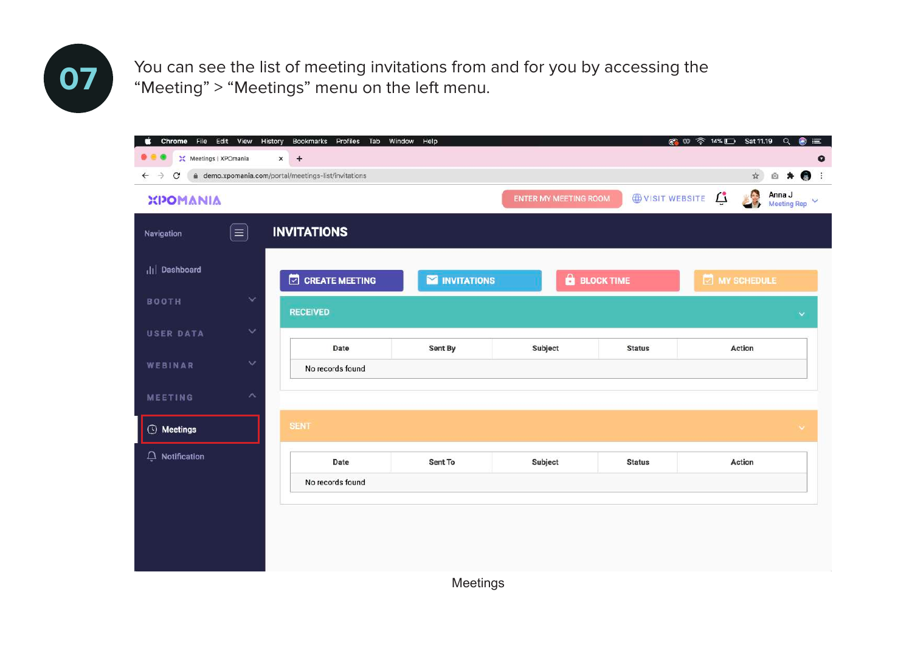07

You can see the list of meeting invitations from and for you by accessing the "Meeting" > "Meetings" menu on the left menu.

Meetings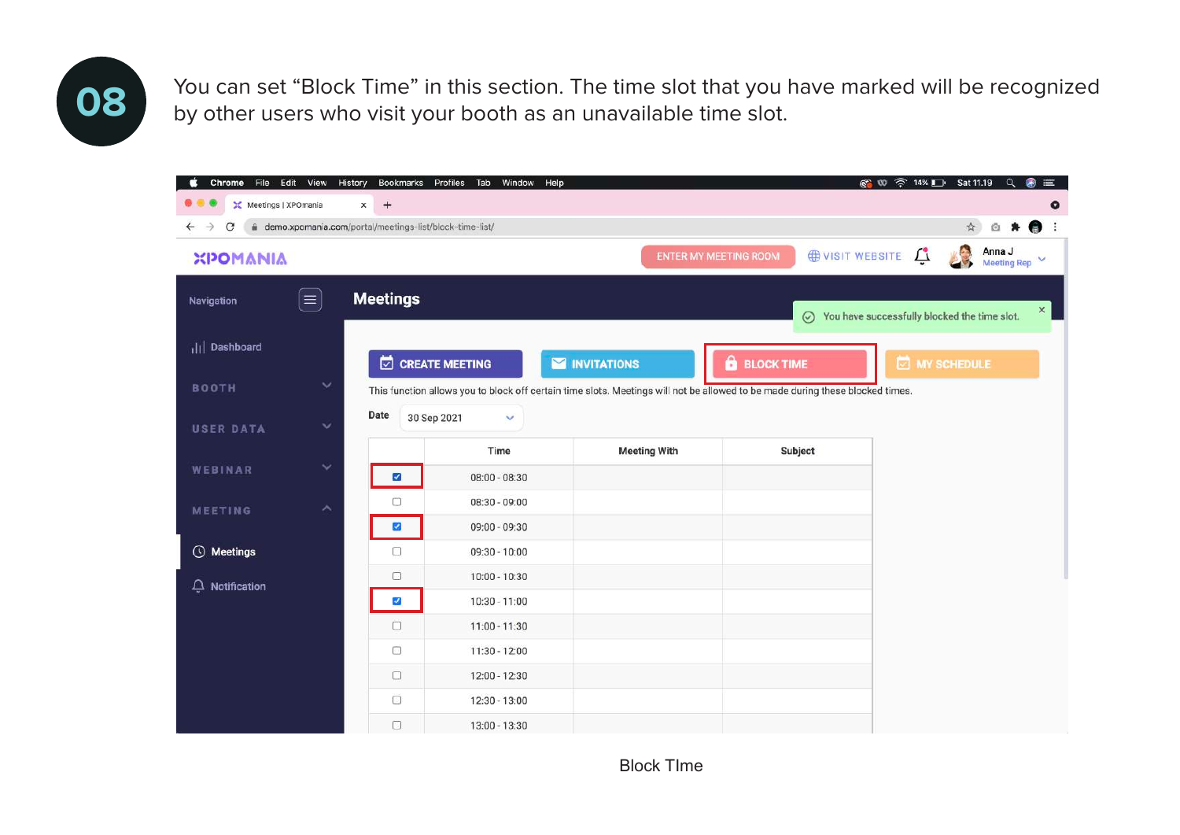08

You can set “Block Time” in this section. The time slot that you have marked will be recognized by other users who visit your booth as an unavailable time slot.

Block TIme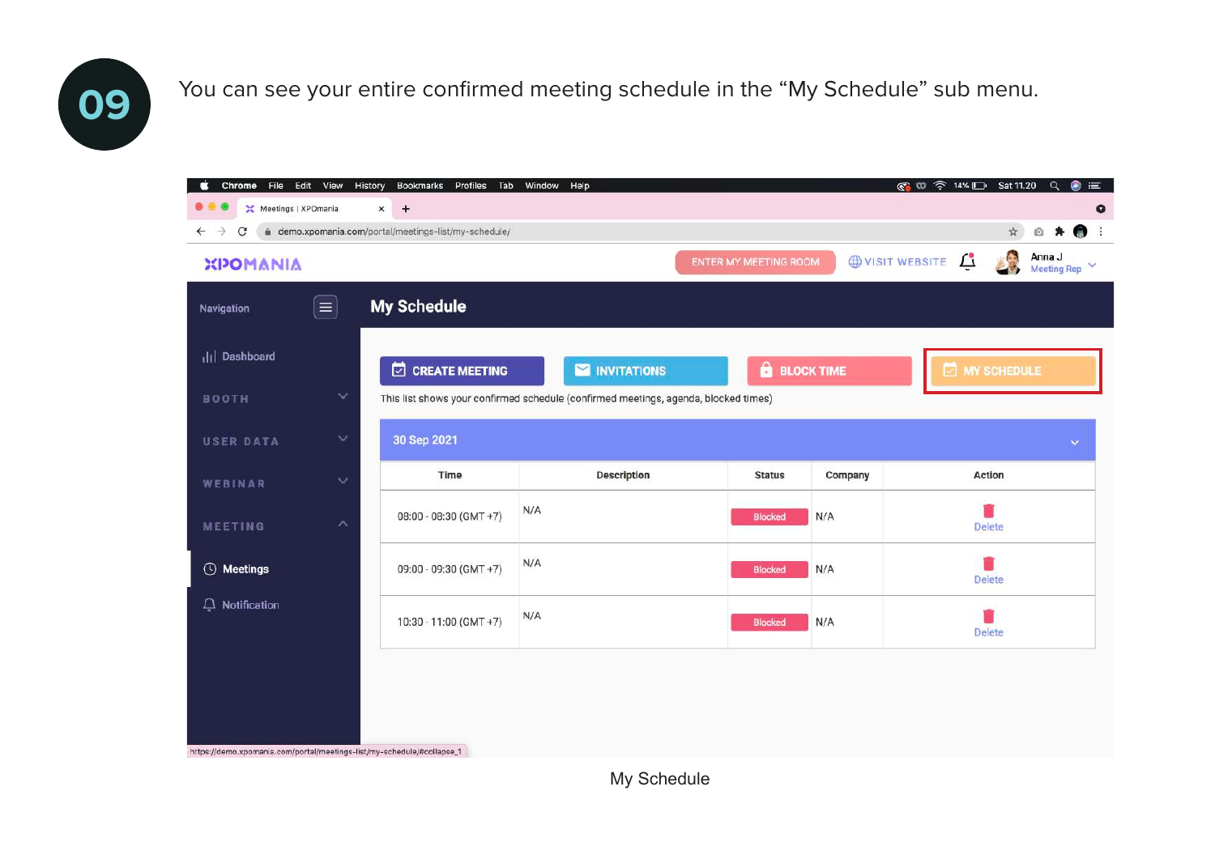09

You can see your entire confirmed meeting schedule in the "My Schedule" sub menu.

My Schedule